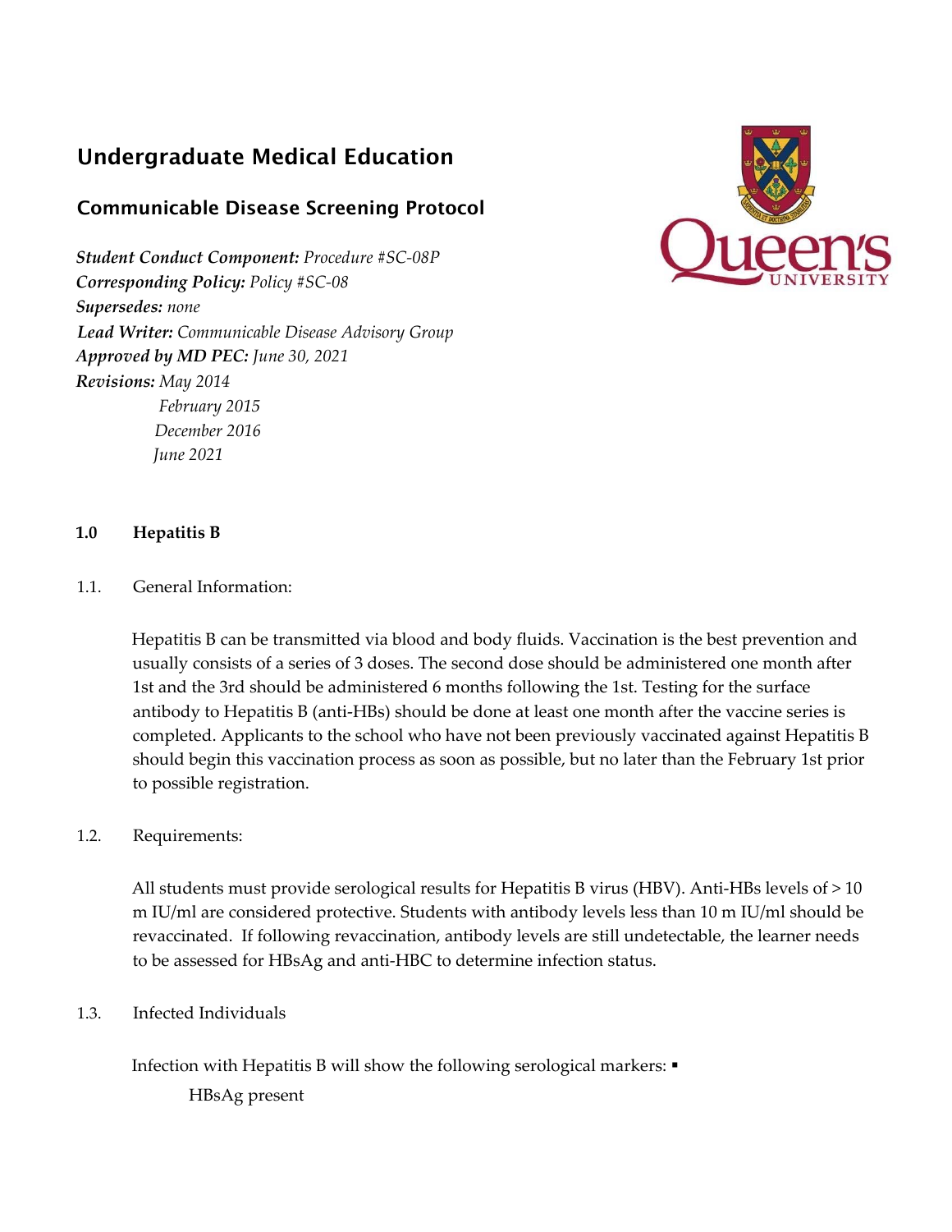# Undergraduate Medical Education

## Communicable Disease Screening Protocol

***Student Conduct Component:*** *Procedure #SC-08P*
***Corresponding Policy:*** *Policy #SC-08*
***Supersedes:*** *none*
***Lead Writer:*** *Communicable Disease Advisory Group*
***Approved by MD PEC:*** *June 30, 2021*
***Revisions:*** *May 2014*
*February 2015*
*December 2016*
*June 2021*

### 1.0 Hepatitis B

1.1. General Information:

Hepatitis B can be transmitted via blood and body fluids. Vaccination is the best prevention and usually consists of a series of 3 doses. The second dose should be administered one month after 1st and the 3rd should be administered 6 months following the 1st. Testing for the surface antibody to Hepatitis B (anti-HBs) should be done at least one month after the vaccine series is completed. Applicants to the school who have not been previously vaccinated against Hepatitis B should begin this vaccination process as soon as possible, but no later than the February 1st prior to possible registration.

1.2. Requirements:

All students must provide serological results for Hepatitis B virus (HBV). Anti-HBs levels of > 10 m IU/ml are considered protective. Students with antibody levels less than 10 m IU/ml should be revaccinated. If following revaccination, antibody levels are still undetectable, the learner needs to be assessed for HBsAg and anti-HBC to determine infection status.

1.3. Infected Individuals

Infection with Hepatitis B will show the following serological markers: ▪

- HBsAg present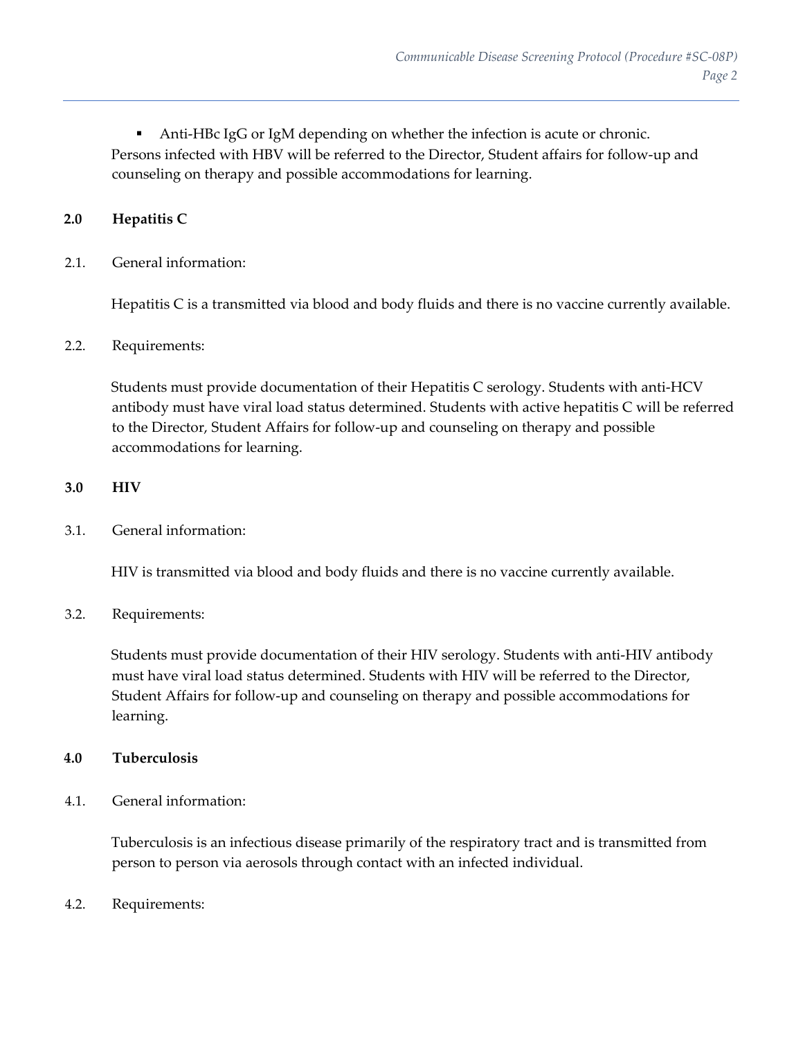- Anti-HBc IgG or IgM depending on whether the infection is acute or chronic.

Persons infected with HBV will be referred to the Director, Student affairs for follow-up and counseling on therapy and possible accommodations for learning.

## 2.0 Hepatitis C

2.1. General information:

Hepatitis C is a transmitted via blood and body fluids and there is no vaccine currently available.

2.2. Requirements:

Students must provide documentation of their Hepatitis C serology. Students with anti-HCV antibody must have viral load status determined. Students with active hepatitis C will be referred to the Director, Student Affairs for follow-up and counseling on therapy and possible accommodations for learning.

## 3.0 HIV

3.1. General information:

HIV is transmitted via blood and body fluids and there is no vaccine currently available.

3.2. Requirements:

Students must provide documentation of their HIV serology. Students with anti-HIV antibody must have viral load status determined. Students with HIV will be referred to the Director, Student Affairs for follow-up and counseling on therapy and possible accommodations for learning.

## 4.0 Tuberculosis

4.1. General information:

Tuberculosis is an infectious disease primarily of the respiratory tract and is transmitted from person to person via aerosols through contact with an infected individual.

4.2. Requirements: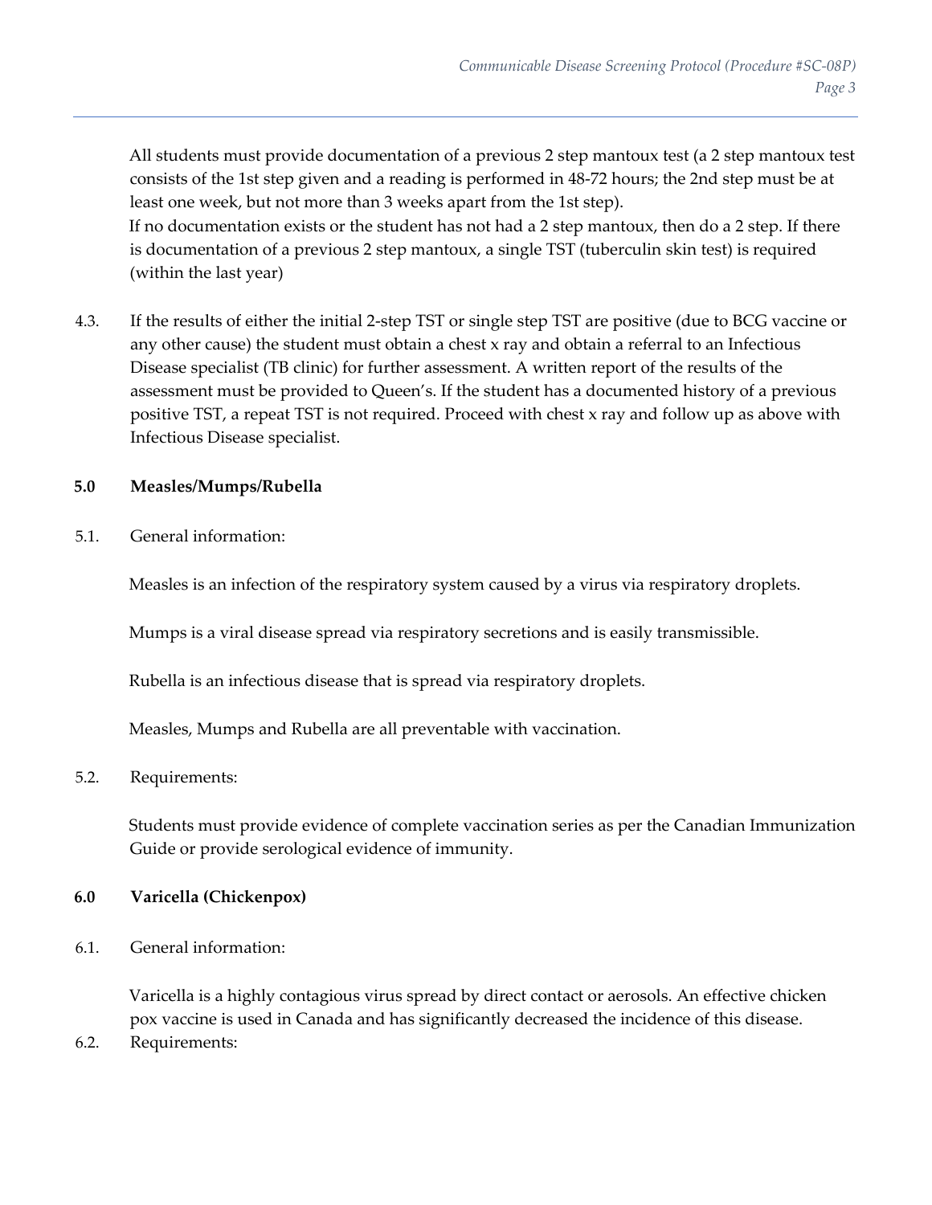All students must provide documentation of a previous 2 step mantoux test (a 2 step mantoux test consists of the 1st step given and a reading is performed in 48-72 hours; the 2nd step must be at least one week, but not more than 3 weeks apart from the 1st step).
If no documentation exists or the student has not had a 2 step mantoux, then do a 2 step. If there is documentation of a previous 2 step mantoux, a single TST (tuberculin skin test) is required (within the last year)

4.3. If the results of either the initial 2-step TST or single step TST are positive (due to BCG vaccine or any other cause) the student must obtain a chest x ray and obtain a referral to an Infectious Disease specialist (TB clinic) for further assessment. A written report of the results of the assessment must be provided to Queen's. If the student has a documented history of a previous positive TST, a repeat TST is not required. Proceed with chest x ray and follow up as above with Infectious Disease specialist.

## 5.0 Measles/Mumps/Rubella

5.1. General information:

Measles is an infection of the respiratory system caused by a virus via respiratory droplets.

Mumps is a viral disease spread via respiratory secretions and is easily transmissible.

Rubella is an infectious disease that is spread via respiratory droplets.

Measles, Mumps and Rubella are all preventable with vaccination.

5.2. Requirements:

Students must provide evidence of complete vaccination series as per the Canadian Immunization Guide or provide serological evidence of immunity.

## 6.0 Varicella (Chickenpox)

6.1. General information:

Varicella is a highly contagious virus spread by direct contact or aerosols. An effective chicken pox vaccine is used in Canada and has significantly decreased the incidence of this disease.

6.2. Requirements: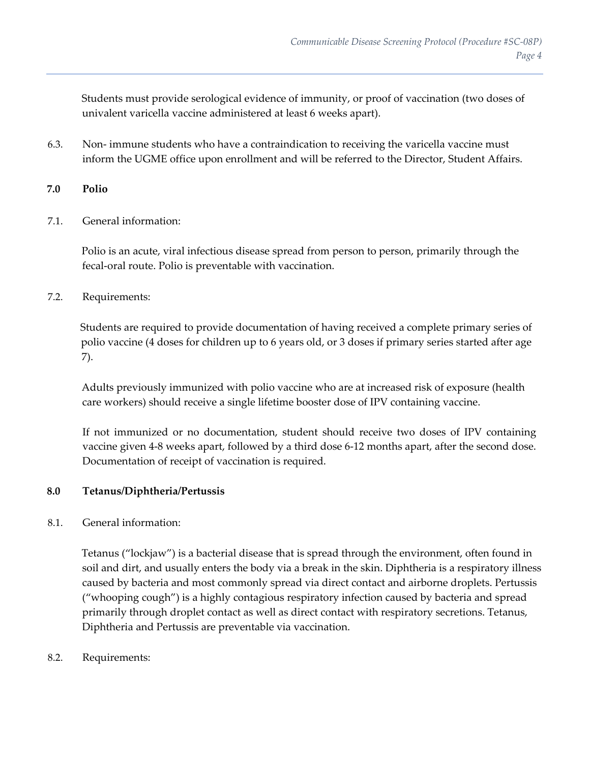Students must provide serological evidence of immunity, or proof of vaccination (two doses of univalent varicella vaccine administered at least 6 weeks apart).

6.3. Non- immune students who have a contraindication to receiving the varicella vaccine must inform the UGME office upon enrollment and will be referred to the Director, Student Affairs.

## 7.0 Polio

7.1. General information:

Polio is an acute, viral infectious disease spread from person to person, primarily through the fecal-oral route. Polio is preventable with vaccination.

7.2. Requirements:

Students are required to provide documentation of having received a complete primary series of polio vaccine (4 doses for children up to 6 years old, or 3 doses if primary series started after age 7).

Adults previously immunized with polio vaccine who are at increased risk of exposure (health care workers) should receive a single lifetime booster dose of IPV containing vaccine.

If not immunized or no documentation, student should receive two doses of IPV containing vaccine given 4-8 weeks apart, followed by a third dose 6-12 months apart, after the second dose. Documentation of receipt of vaccination is required.

## 8.0 Tetanus/Diphtheria/Pertussis

8.1. General information:

Tetanus ("lockjaw") is a bacterial disease that is spread through the environment, often found in soil and dirt, and usually enters the body via a break in the skin. Diphtheria is a respiratory illness caused by bacteria and most commonly spread via direct contact and airborne droplets. Pertussis ("whooping cough") is a highly contagious respiratory infection caused by bacteria and spread primarily through droplet contact as well as direct contact with respiratory secretions. Tetanus, Diphtheria and Pertussis are preventable via vaccination.

8.2. Requirements: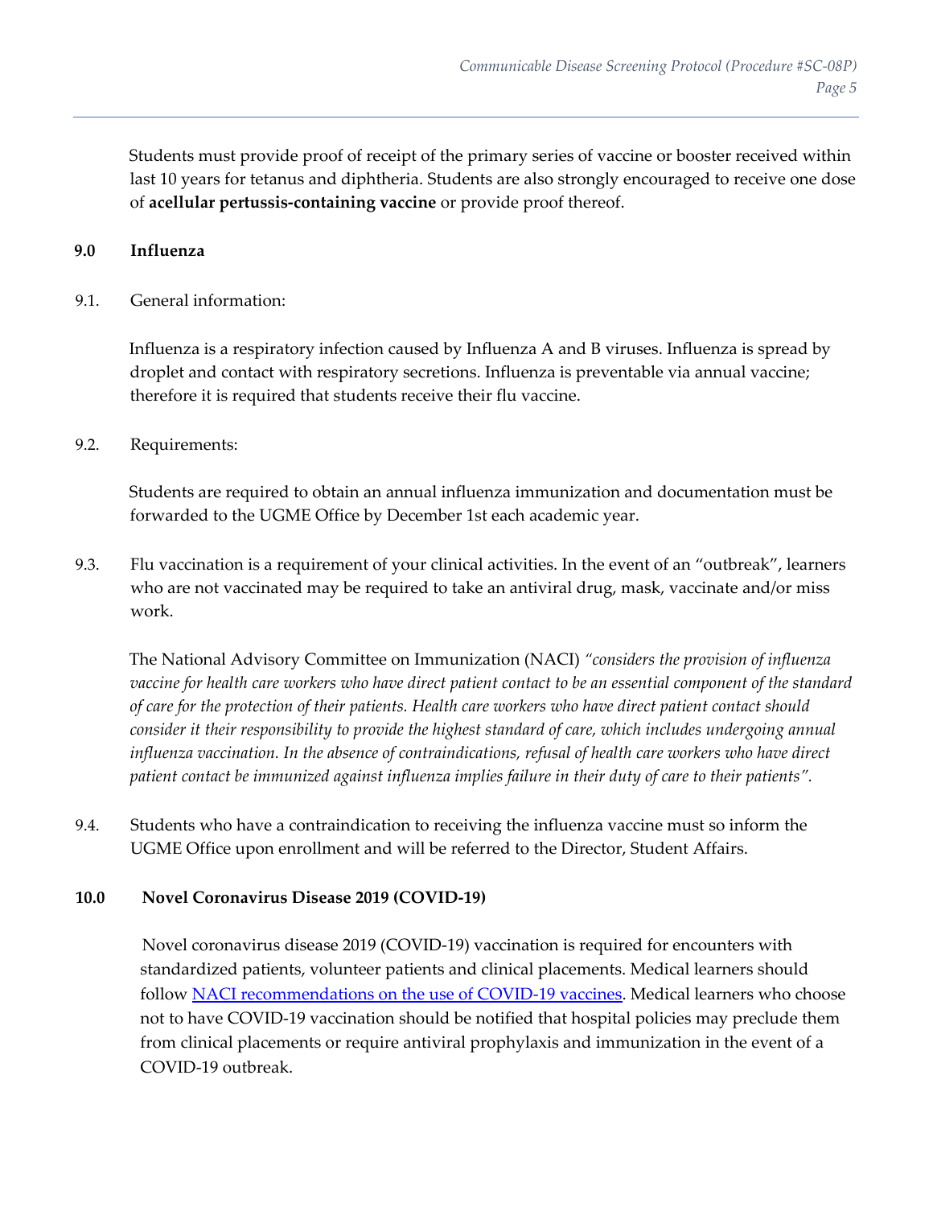Students must provide proof of receipt of the primary series of vaccine or booster received within last 10 years for tetanus and diphtheria. Students are also strongly encouraged to receive one dose of **acellular pertussis-containing vaccine** or provide proof thereof.

## 9.0 Influenza

9.1. General information:

Influenza is a respiratory infection caused by Influenza A and B viruses. Influenza is spread by droplet and contact with respiratory secretions. Influenza is preventable via annual vaccine; therefore it is required that students receive their flu vaccine.

9.2. Requirements:

Students are required to obtain an annual influenza immunization and documentation must be forwarded to the UGME Office by December 1st each academic year.

9.3. Flu vaccination is a requirement of your clinical activities. In the event of an "outbreak", learners who are not vaccinated may be required to take an antiviral drug, mask, vaccinate and/or miss work.

The National Advisory Committee on Immunization (NACI) *"considers the provision of influenza vaccine for health care workers who have direct patient contact to be an essential component of the standard of care for the protection of their patients. Health care workers who have direct patient contact should consider it their responsibility to provide the highest standard of care, which includes undergoing annual influenza vaccination. In the absence of contraindications, refusal of health care workers who have direct patient contact be immunized against influenza implies failure in their duty of care to their patients".*

9.4. Students who have a contraindication to receiving the influenza vaccine must so inform the UGME Office upon enrollment and will be referred to the Director, Student Affairs.

## 10.0 Novel Coronavirus Disease 2019 (COVID-19)

Novel coronavirus disease 2019 (COVID-19) vaccination is required for encounters with standardized patients, volunteer patients and clinical placements. Medical learners should follow NACI recommendations on the use of COVID-19 vaccines. Medical learners who choose not to have COVID-19 vaccination should be notified that hospital policies may preclude them from clinical placements or require antiviral prophylaxis and immunization in the event of a COVID-19 outbreak.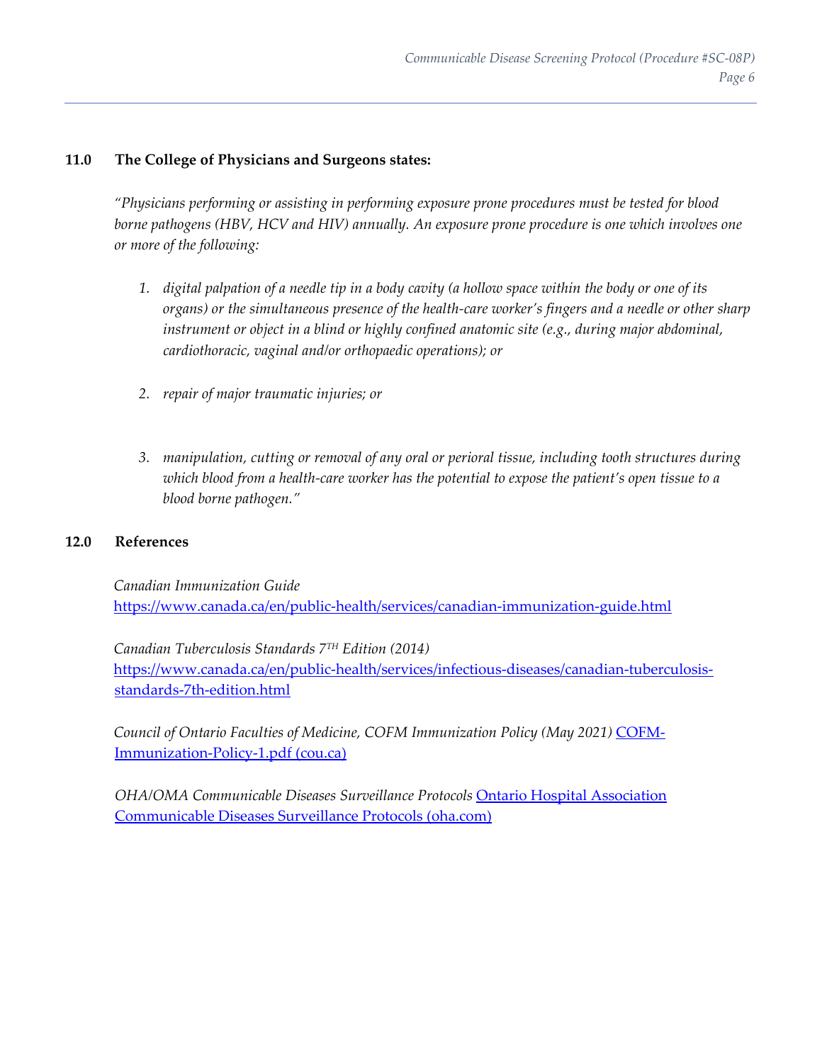## 11.0 The College of Physicians and Surgeons states:

*"Physicians performing or assisting in performing exposure prone procedures must be tested for blood borne pathogens (HBV, HCV and HIV) annually. An exposure prone procedure is one which involves one or more of the following:*

1. *digital palpation of a needle tip in a body cavity (a hollow space within the body or one of its organs) or the simultaneous presence of the health-care worker's fingers and a needle or other sharp instrument or object in a blind or highly confined anatomic site (e.g., during major abdominal, cardiothoracic, vaginal and/or orthopaedic operations); or*

2. *repair of major traumatic injuries; or*

3. *manipulation, cutting or removal of any oral or perioral tissue, including tooth structures during which blood from a health-care worker has the potential to expose the patient's open tissue to a blood borne pathogen."*

## 12.0 References

*Canadian Immunization Guide*
https://www.canada.ca/en/public-health/services/canadian-immunization-guide.html

*Canadian Tuberculosis Standards 7TH Edition (2014)*
https://www.canada.ca/en/public-health/services/infectious-diseases/canadian-tuberculosis-standards-7th-edition.html

*Council of Ontario Faculties of Medicine, COFM Immunization Policy (May 2021)* COFM-Immunization-Policy-1.pdf (cou.ca)

*OHA/OMA Communicable Diseases Surveillance Protocols* Ontario Hospital Association Communicable Diseases Surveillance Protocols (oha.com)